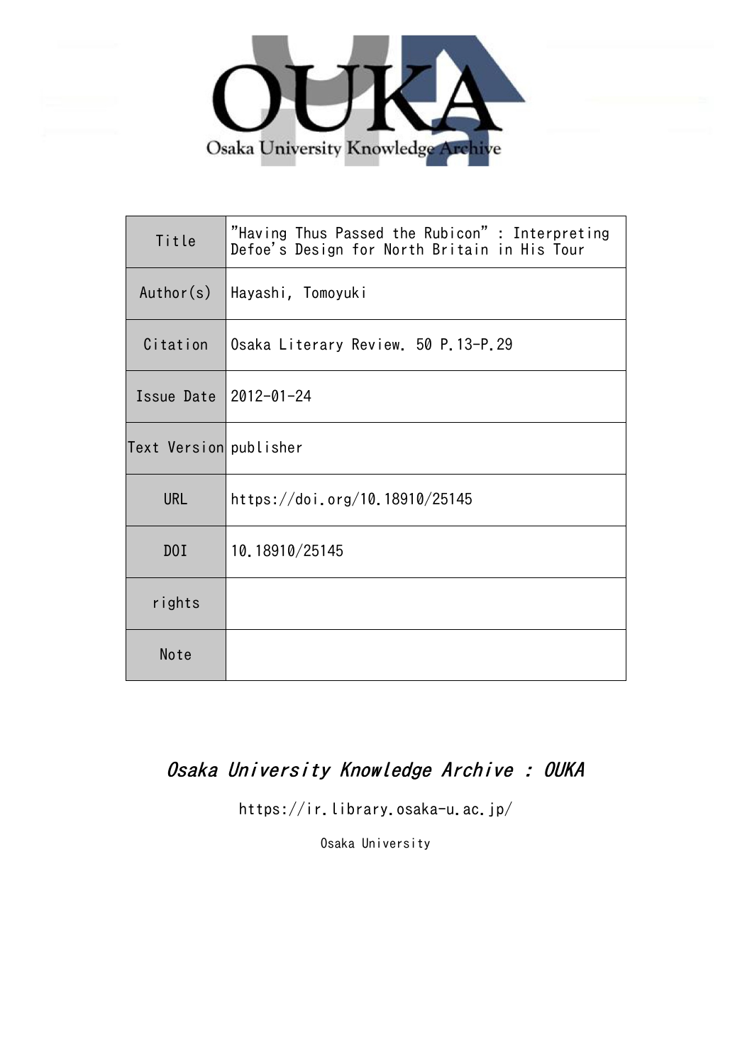Osaka University Knowledge Archive

| Title | "Having Thus Passed the Rubicon" : Interpreting Defoe's Design for North Britain in His Tour |
|---|---|
| Author(s) | Hayashi, Tomoyuki |
| Citation | Osaka Literary Review. 50 P.13-P.29 |
| Issue Date | 2012-01-24 |
| Text Version | publisher |
| URL | https://doi.org/10.18910/25145 |
| DOI | 10.18910/25145 |
| rights | |
| Note | |

*Osaka University Knowledge Archive : OUKA*

https://ir.library.osaka-u.ac.jp/

Osaka University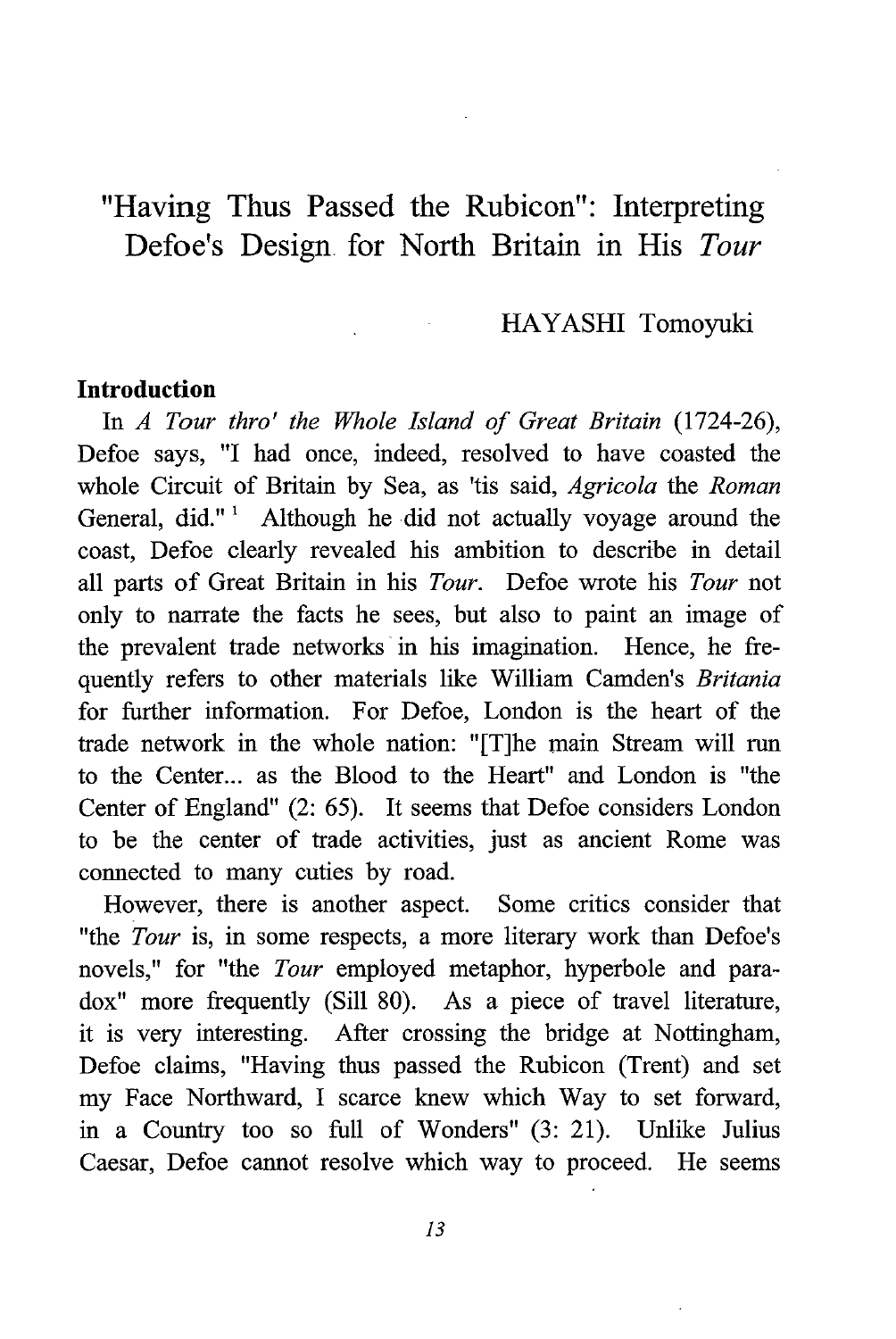# "Having Thus Passed the Rubicon": Interpreting Defoe's Design for North Britain in His *Tour*

HAYASHI Tomoyuki

## Introduction

In *A Tour thro' the Whole Island of Great Britain* (1724-26), Defoe says, "I had once, indeed, resolved to have coasted the whole Circuit of Britain by Sea, as 'tis said, *Agricola* the *Roman* General, did." [1] Although he did not actually voyage around the coast, Defoe clearly revealed his ambition to describe in detail all parts of Great Britain in his *Tour*. Defoe wrote his *Tour* not only to narrate the facts he sees, but also to paint an image of the prevalent trade networks in his imagination. Hence, he frequently refers to other materials like William Camden's *Britania* for further information. For Defoe, London is the heart of the trade network in the whole nation: "[T]he main Stream will run to the Center... as the Blood to the Heart" and London is "the Center of England" (2: 65). It seems that Defoe considers London to be the center of trade activities, just as ancient Rome was connected to many cuties by road.

However, there is another aspect. Some critics consider that "the *Tour* is, in some respects, a more literary work than Defoe's novels," for "the *Tour* employed metaphor, hyperbole and paradox" more frequently (Sill 80). As a piece of travel literature, it is very interesting. After crossing the bridge at Nottingham, Defoe claims, "Having thus passed the Rubicon (Trent) and set my Face Northward, I scarce knew which Way to set forward, in a Country too so full of Wonders" (3: 21). Unlike Julius Caesar, Defoe cannot resolve which way to proceed. He seems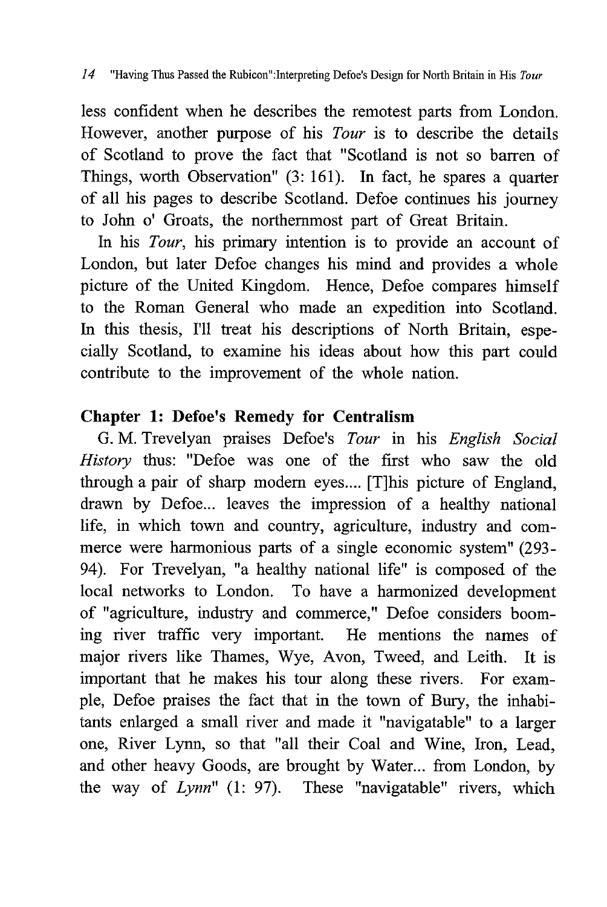less confident when he describes the remotest parts from London. However, another purpose of his *Tour* is to describe the details of Scotland to prove the fact that "Scotland is not so barren of Things, worth Observation" (3: 161). In fact, he spares a quarter of all his pages to describe Scotland. Defoe continues his journey to John o' Groats, the northernmost part of Great Britain.

In his *Tour*, his primary intention is to provide an account of London, but later Defoe changes his mind and provides a whole picture of the United Kingdom. Hence, Defoe compares himself to the Roman General who made an expedition into Scotland. In this thesis, I'll treat his descriptions of North Britain, especially Scotland, to examine his ideas about how this part could contribute to the improvement of the whole nation.

## Chapter 1: Defoe's Remedy for Centralism

G. M. Trevelyan praises Defoe's *Tour* in his *English Social History* thus: "Defoe was one of the first who saw the old through a pair of sharp modern eyes.... [T]his picture of England, drawn by Defoe... leaves the impression of a healthy national life, in which town and country, agriculture, industry and commerce were harmonious parts of a single economic system" (293-94). For Trevelyan, "a healthy national life" is composed of the local networks to London. To have a harmonized development of "agriculture, industry and commerce," Defoe considers booming river traffic very important. He mentions the names of major rivers like Thames, Wye, Avon, Tweed, and Leith. It is important that he makes his tour along these rivers. For example, Defoe praises the fact that in the town of Bury, the inhabitants enlarged a small river and made it "navigatable" to a larger one, River Lynn, so that "all their Coal and Wine, Iron, Lead, and other heavy Goods, are brought by Water... from London, by the way of *Lynn*" (1: 97). These "navigatable" rivers, which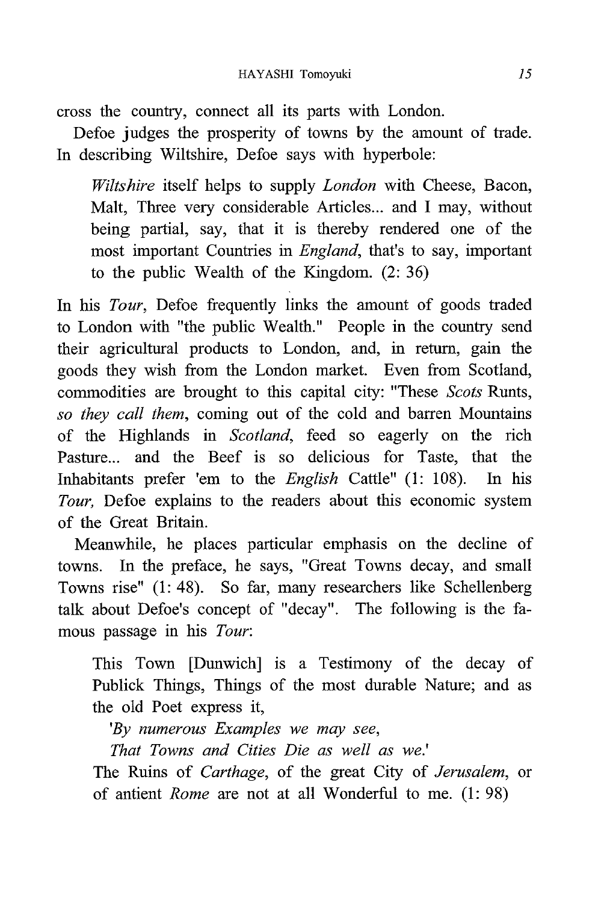cross the country, connect all its parts with London.

Defoe judges the prosperity of towns by the amount of trade. In describing Wiltshire, Defoe says with hyperbole:

> *Wiltshire* itself helps to supply *London* with Cheese, Bacon, Malt, Three very considerable Articles... and I may, without being partial, say, that it is thereby rendered one of the most important Countries in *England*, that's to say, important to the public Wealth of the Kingdom. (2: 36)

In his *Tour*, Defoe frequently links the amount of goods traded to London with "the public Wealth." People in the country send their agricultural products to London, and, in return, gain the goods they wish from the London market. Even from Scotland, commodities are brought to this capital city: "These *Scots* Runts, *so they call them*, coming out of the cold and barren Mountains of the Highlands in *Scotland*, feed so eagerly on the rich Pasture... and the Beef is so delicious for Taste, that the Inhabitants prefer 'em to the *English* Cattle" (1: 108). In his *Tour,* Defoe explains to the readers about this economic system of the Great Britain.

Meanwhile, he places particular emphasis on the decline of towns. In the preface, he says, "Great Towns decay, and small Towns rise" (1: 48). So far, many researchers like Schellenberg talk about Defoe's concept of "decay". The following is the famous passage in his *Tour*:

> This Town [Dunwich] is a Testimony of the decay of Publick Things, Things of the most durable Nature; and as the old Poet express it,
>
> *'By numerous Examples we may see,*
> *That Towns and Cities Die as well as we.'*
>
> The Ruins of *Carthage*, of the great City of *Jerusalem*, or of antient *Rome* are not at all Wonderful to me. (1: 98)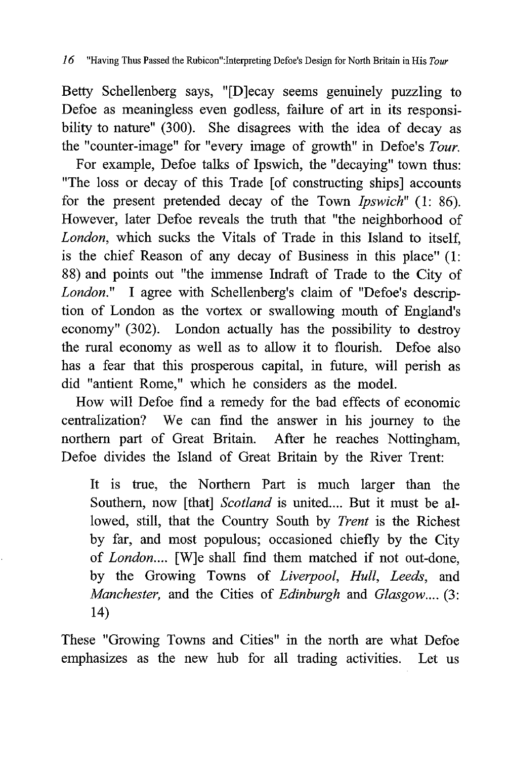Betty Schellenberg says, "[D]ecay seems genuinely puzzling to Defoe as meaningless even godless, failure of art in its responsibility to nature" (300). She disagrees with the idea of decay as the "counter-image" for "every image of growth" in Defoe's *Tour*.

For example, Defoe talks of Ipswich, the "decaying" town thus: "The loss or decay of this Trade [of constructing ships] accounts for the present pretended decay of the Town *Ipswich*" (1: 86). However, later Defoe reveals the truth that "the neighborhood of *London*, which sucks the Vitals of Trade in this Island to itself, is the chief Reason of any decay of Business in this place" (1: 88) and points out "the immense Indraft of Trade to the City of *London*." I agree with Schellenberg's claim of "Defoe's description of London as the vortex or swallowing mouth of England's economy" (302). London actually has the possibility to destroy the rural economy as well as to allow it to flourish. Defoe also has a fear that this prosperous capital, in future, will perish as did "antient Rome," which he considers as the model.

How will Defoe find a remedy for the bad effects of economic centralization? We can find the answer in his journey to the northern part of Great Britain. After he reaches Nottingham, Defoe divides the Island of Great Britain by the River Trent:

> It is true, the Northern Part is much larger than the Southern, now [that] *Scotland* is united.... But it must be allowed, still, that the Country South by *Trent* is the Richest by far, and most populous; occasioned chiefly by the City of *London*.... [W]e shall find them matched if not out-done, by the Growing Towns of *Liverpool*, *Hull*, *Leeds*, and *Manchester*, and the Cities of *Edinburgh* and *Glasgow*.... (3: 14)

These "Growing Towns and Cities" in the north are what Defoe emphasizes as the new hub for all trading activities. Let us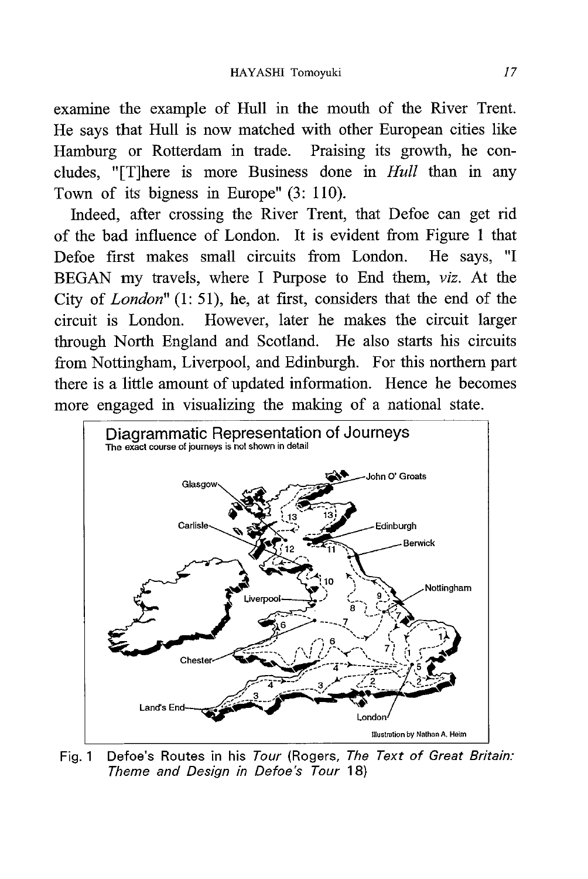examine the example of Hull in the mouth of the River Trent. He says that Hull is now matched with other European cities like Hamburg or Rotterdam in trade. Praising its growth, he concludes, "[T]here is more Business done in *Hull* than in any Town of its bigness in Europe" (3: 110).

Indeed, after crossing the River Trent, that Defoe can get rid of the bad influence of London. It is evident from Figure 1 that Defoe first makes small circuits from London. He says, "I BEGAN my travels, where I Purpose to End them, *viz.* At the City of *London*" (1: 51), he, at first, considers that the end of the circuit is London. However, later he makes the circuit larger through North England and Scotland. He also starts his circuits from Nottingham, Liverpool, and Edinburgh. For this northern part there is a little amount of updated information. Hence he becomes more engaged in visualizing the making of a national state.

Fig. 1 Defoe's Routes in his *Tour* (Rogers, *The Text of Great Britain: Theme and Design in Defoe's Tour* 18)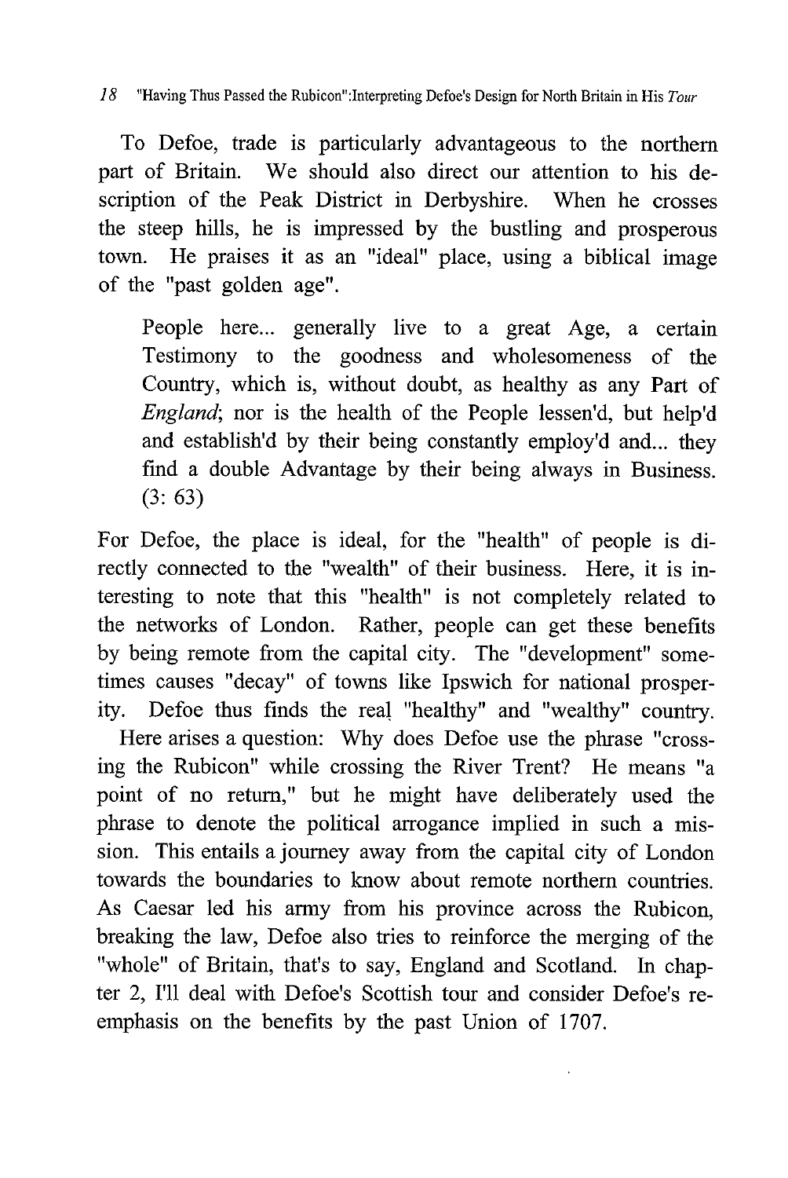To Defoe, trade is particularly advantageous to the northern part of Britain. We should also direct our attention to his description of the Peak District in Derbyshire. When he crosses the steep hills, he is impressed by the bustling and prosperous town. He praises it as an "ideal" place, using a biblical image of the "past golden age".

> People here... generally live to a great Age, a certain Testimony to the goodness and wholesomeness of the Country, which is, without doubt, as healthy as any Part of *England*; nor is the health of the People lessen'd, but help'd and establish'd by their being constantly employ'd and... they find a double Advantage by their being always in Business. (3: 63)

For Defoe, the place is ideal, for the "health" of people is directly connected to the "wealth" of their business. Here, it is interesting to note that this "health" is not completely related to the networks of London. Rather, people can get these benefits by being remote from the capital city. The "development" sometimes causes "decay" of towns like Ipswich for national prosperity. Defoe thus finds the real "healthy" and "wealthy" country.

Here arises a question: Why does Defoe use the phrase "crossing the Rubicon" while crossing the River Trent? He means "a point of no return," but he might have deliberately used the phrase to denote the political arrogance implied in such a mission. This entails a journey away from the capital city of London towards the boundaries to know about remote northern countries. As Caesar led his army from his province across the Rubicon, breaking the law, Defoe also tries to reinforce the merging of the "whole" of Britain, that's to say, England and Scotland. In chapter 2, I'll deal with Defoe's Scottish tour and consider Defoe's re-emphasis on the benefits by the past Union of 1707.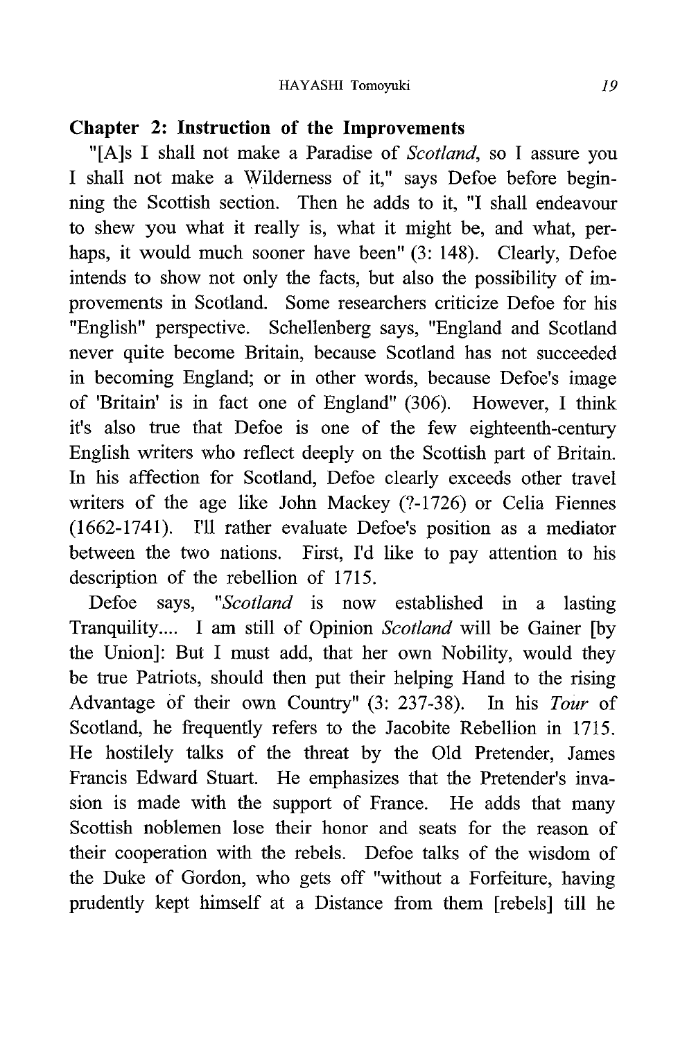## Chapter 2: Instruction of the Improvements

"[A]s I shall not make a Paradise of *Scotland*, so I assure you I shall not make a Wilderness of it," says Defoe before beginning the Scottish section. Then he adds to it, "I shall endeavour to shew you what it really is, what it might be, and what, perhaps, it would much sooner have been" (3: 148). Clearly, Defoe intends to show not only the facts, but also the possibility of improvements in Scotland. Some researchers criticize Defoe for his "English" perspective. Schellenberg says, "England and Scotland never quite become Britain, because Scotland has not succeeded in becoming England; or in other words, because Defoe's image of 'Britain' is in fact one of England" (306). However, I think it's also true that Defoe is one of the few eighteenth-century English writers who reflect deeply on the Scottish part of Britain. In his affection for Scotland, Defoe clearly exceeds other travel writers of the age like John Mackey (?-1726) or Celia Fiennes (1662-1741). I'll rather evaluate Defoe's position as a mediator between the two nations. First, I'd like to pay attention to his description of the rebellion of 1715.

Defoe says, "*Scotland* is now established in a lasting Tranquility.... I am still of Opinion *Scotland* will be Gainer [by the Union]: But I must add, that her own Nobility, would they be true Patriots, should then put their helping Hand to the rising Advantage of their own Country" (3: 237-38). In his *Tour* of Scotland, he frequently refers to the Jacobite Rebellion in 1715. He hostilely talks of the threat by the Old Pretender, James Francis Edward Stuart. He emphasizes that the Pretender's invasion is made with the support of France. He adds that many Scottish noblemen lose their honor and seats for the reason of their cooperation with the rebels. Defoe talks of the wisdom of the Duke of Gordon, who gets off "without a Forfeiture, having prudently kept himself at a Distance from them [rebels] till he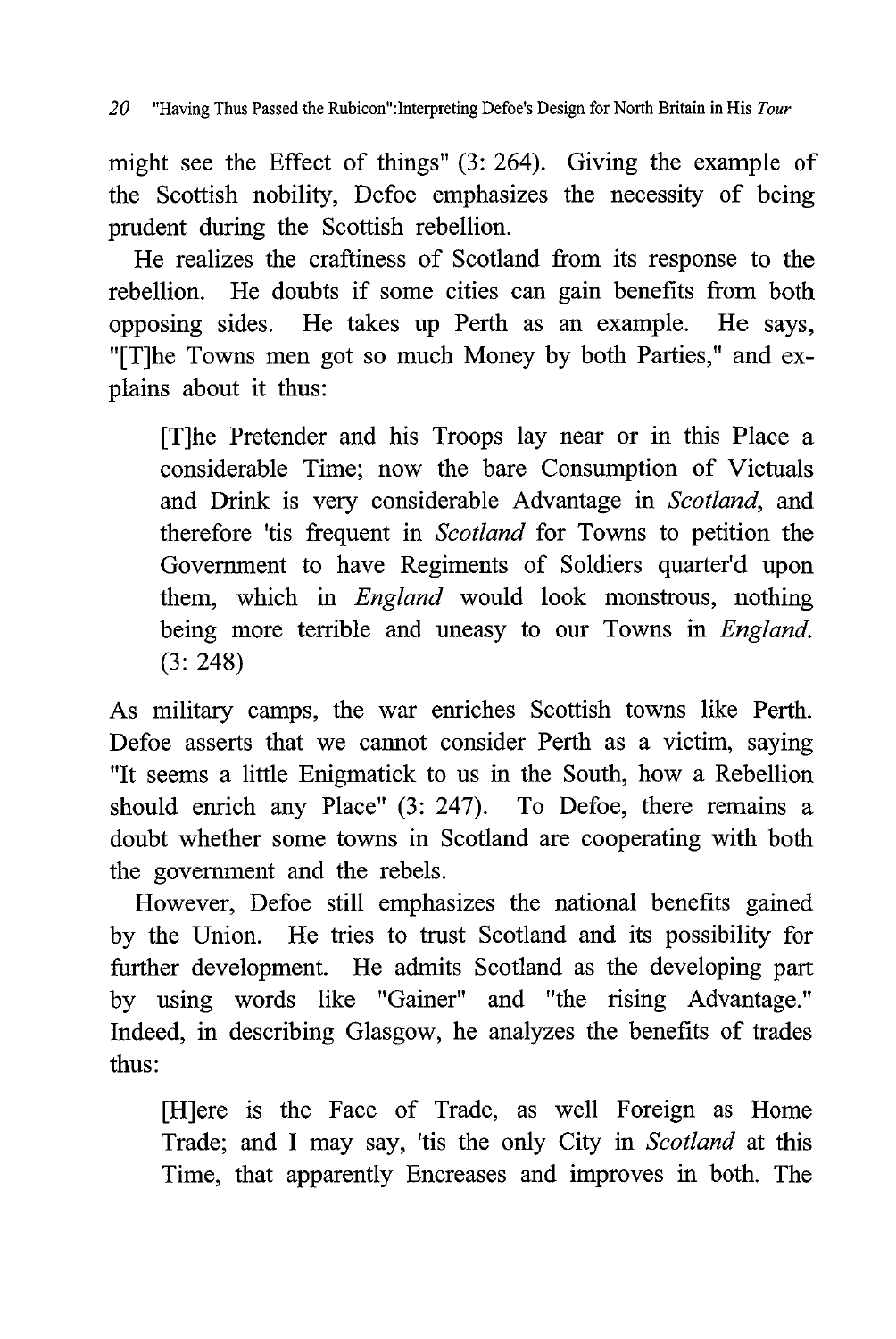might see the Effect of things" (3: 264). Giving the example of the Scottish nobility, Defoe emphasizes the necessity of being prudent during the Scottish rebellion.

He realizes the craftiness of Scotland from its response to the rebellion. He doubts if some cities can gain benefits from both opposing sides. He takes up Perth as an example. He says, "[T]he Towns men got so much Money by both Parties," and explains about it thus:

> [T]he Pretender and his Troops lay near or in this Place a considerable Time; now the bare Consumption of Victuals and Drink is very considerable Advantage in *Scotland*, and therefore 'tis frequent in *Scotland* for Towns to petition the Government to have Regiments of Soldiers quarter'd upon them, which in *England* would look monstrous, nothing being more terrible and uneasy to our Towns in *England*. (3: 248)

As military camps, the war enriches Scottish towns like Perth. Defoe asserts that we cannot consider Perth as a victim, saying "It seems a little Enigmatick to us in the South, how a Rebellion should enrich any Place" (3: 247). To Defoe, there remains a doubt whether some towns in Scotland are cooperating with both the government and the rebels.

However, Defoe still emphasizes the national benefits gained by the Union. He tries to trust Scotland and its possibility for further development. He admits Scotland as the developing part by using words like "Gainer" and "the rising Advantage." Indeed, in describing Glasgow, he analyzes the benefits of trades thus:

> [H]ere is the Face of Trade, as well Foreign as Home Trade; and I may say, 'tis the only City in *Scotland* at this Time, that apparently Encreases and improves in both. The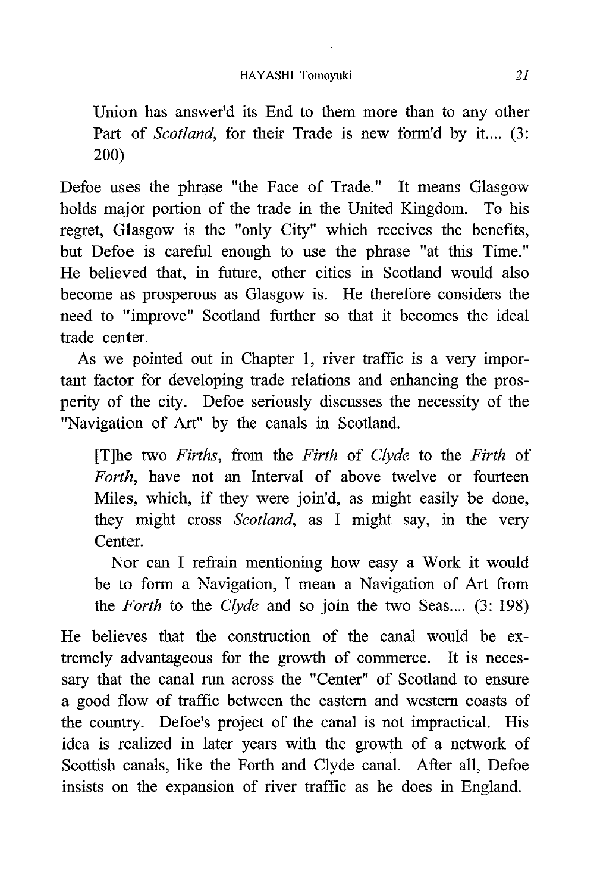> Union has answer'd its End to them more than to any other Part of *Scotland*, for their Trade is new form'd by it.... (3: 200)

Defoe uses the phrase "the Face of Trade." It means Glasgow holds major portion of the trade in the United Kingdom. To his regret, Glasgow is the "only City" which receives the benefits, but Defoe is careful enough to use the phrase "at this Time." He believed that, in future, other cities in Scotland would also become as prosperous as Glasgow is. He therefore considers the need to "improve" Scotland further so that it becomes the ideal trade center.

As we pointed out in Chapter 1, river traffic is a very important factor for developing trade relations and enhancing the prosperity of the city. Defoe seriously discusses the necessity of the "Navigation of Art" by the canals in Scotland.

> [T]he two *Firths*, from the *Firth* of *Clyde* to the *Firth* of *Forth*, have not an Interval of above twelve or fourteen Miles, which, if they were join'd, as might easily be done, they might cross *Scotland*, as I might say, in the very Center.
>
> Nor can I refrain mentioning how easy a Work it would be to form a Navigation, I mean a Navigation of Art from the *Forth* to the *Clyde* and so join the two Seas.... (3: 198)

He believes that the construction of the canal would be extremely advantageous for the growth of commerce. It is necessary that the canal run across the "Center" of Scotland to ensure a good flow of traffic between the eastern and western coasts of the country. Defoe's project of the canal is not impractical. His idea is realized in later years with the growth of a network of Scottish canals, like the Forth and Clyde canal. After all, Defoe insists on the expansion of river traffic as he does in England.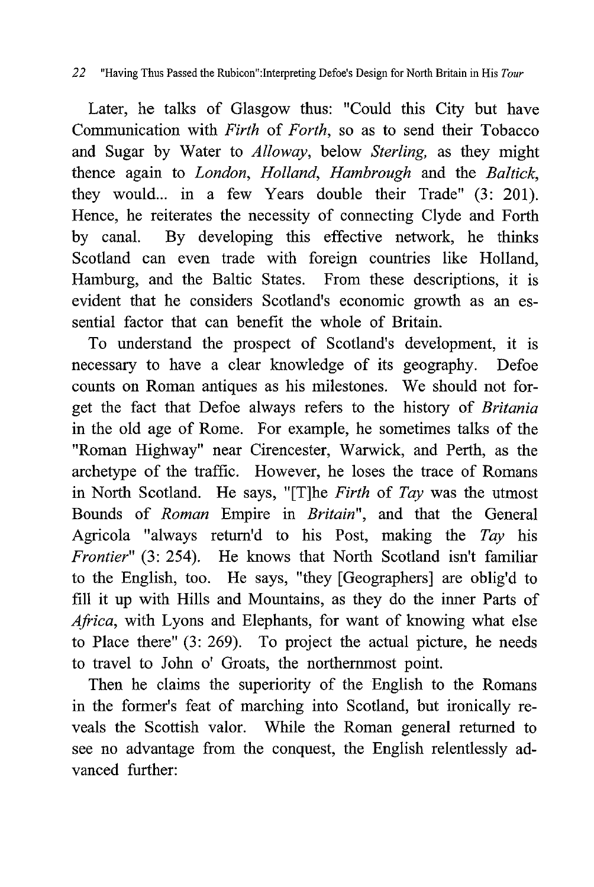Later, he talks of Glasgow thus: "Could this City but have Communication with *Firth* of *Forth*, so as to send their Tobacco and Sugar by Water to *Alloway*, below *Sterling*, as they might thence again to *London*, *Holland*, *Hambrough* and the *Baltick*, they would... in a few Years double their Trade" (3: 201). Hence, he reiterates the necessity of connecting Clyde and Forth by canal. By developing this effective network, he thinks Scotland can even trade with foreign countries like Holland, Hamburg, and the Baltic States. From these descriptions, it is evident that he considers Scotland's economic growth as an essential factor that can benefit the whole of Britain.

To understand the prospect of Scotland's development, it is necessary to have a clear knowledge of its geography. Defoe counts on Roman antiques as his milestones. We should not forget the fact that Defoe always refers to the history of *Britania* in the old age of Rome. For example, he sometimes talks of the "Roman Highway" near Cirencester, Warwick, and Perth, as the archetype of the traffic. However, he loses the trace of Romans in North Scotland. He says, "[T]he *Firth* of *Tay* was the utmost Bounds of *Roman* Empire in *Britain*", and that the General Agricola "always return'd to his Post, making the *Tay* his *Frontier*" (3: 254). He knows that North Scotland isn't familiar to the English, too. He says, "they [Geographers] are oblig'd to fill it up with Hills and Mountains, as they do the inner Parts of *Africa*, with Lyons and Elephants, for want of knowing what else to Place there" (3: 269). To project the actual picture, he needs to travel to John o' Groats, the northernmost point.

Then he claims the superiority of the English to the Romans in the former's feat of marching into Scotland, but ironically reveals the Scottish valor. While the Roman general returned to see no advantage from the conquest, the English relentlessly advanced further: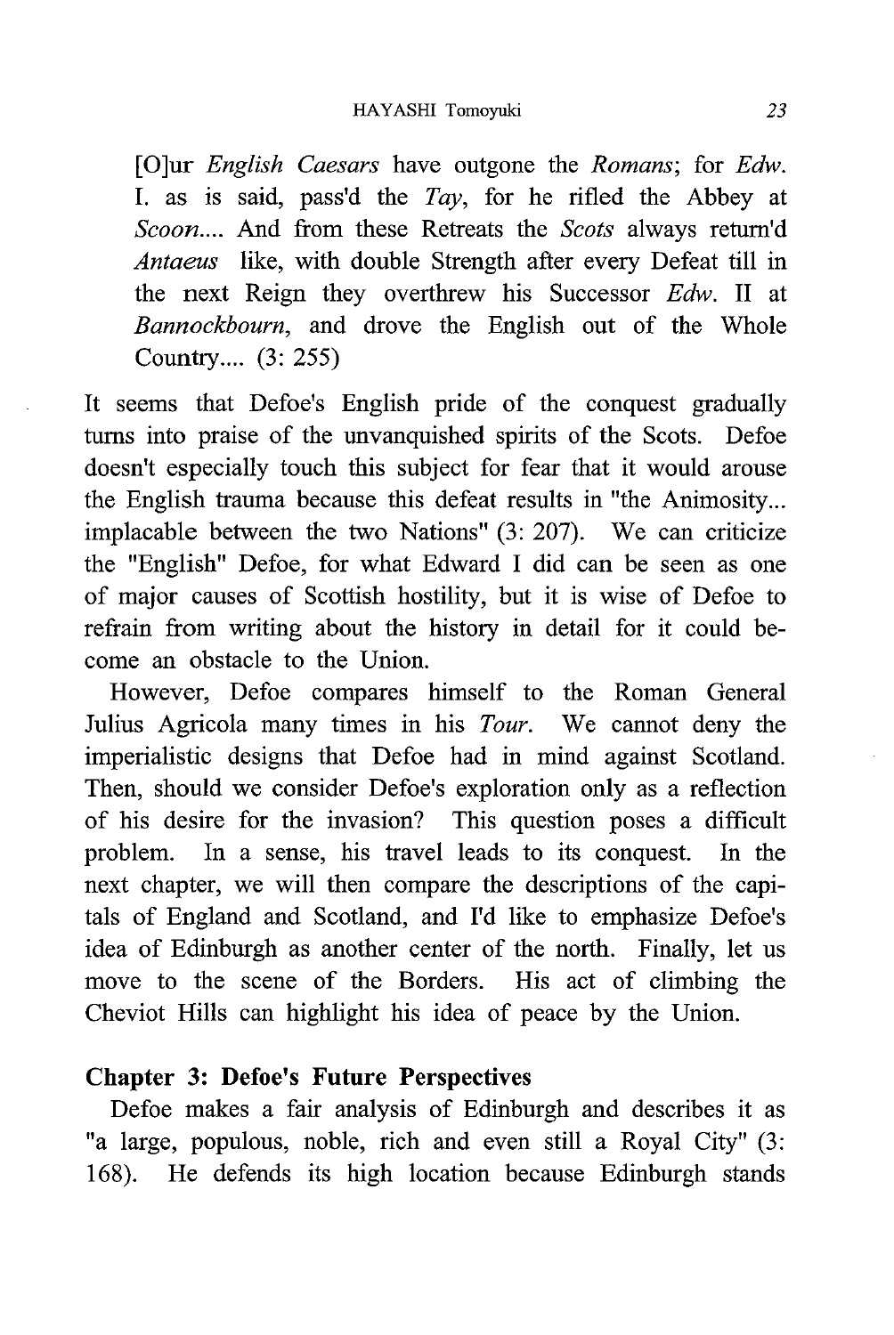> [O]ur *English Caesars* have outgone the *Romans*; for *Edw.* I. as is said, pass'd the *Tay*, for he rifled the Abbey at *Scoon*.... And from these Retreats the *Scots* always return'd *Antaeus* like, with double Strength after every Defeat till in the next Reign they overthrew his Successor *Edw.* II at *Bannockbourn*, and drove the English out of the Whole Country.... (3: 255)

It seems that Defoe's English pride of the conquest gradually turns into praise of the unvanquished spirits of the Scots. Defoe doesn't especially touch this subject for fear that it would arouse the English trauma because this defeat results in "the Animosity... implacable between the two Nations" (3: 207). We can criticize the "English" Defoe, for what Edward I did can be seen as one of major causes of Scottish hostility, but it is wise of Defoe to refrain from writing about the history in detail for it could become an obstacle to the Union.

However, Defoe compares himself to the Roman General Julius Agricola many times in his *Tour*. We cannot deny the imperialistic designs that Defoe had in mind against Scotland. Then, should we consider Defoe's exploration only as a reflection of his desire for the invasion? This question poses a difficult problem. In a sense, his travel leads to its conquest. In the next chapter, we will then compare the descriptions of the capitals of England and Scotland, and I'd like to emphasize Defoe's idea of Edinburgh as another center of the north. Finally, let us move to the scene of the Borders. His act of climbing the Cheviot Hills can highlight his idea of peace by the Union.

## Chapter 3: Defoe's Future Perspectives

Defoe makes a fair analysis of Edinburgh and describes it as "a large, populous, noble, rich and even still a Royal City" (3: 168). He defends its high location because Edinburgh stands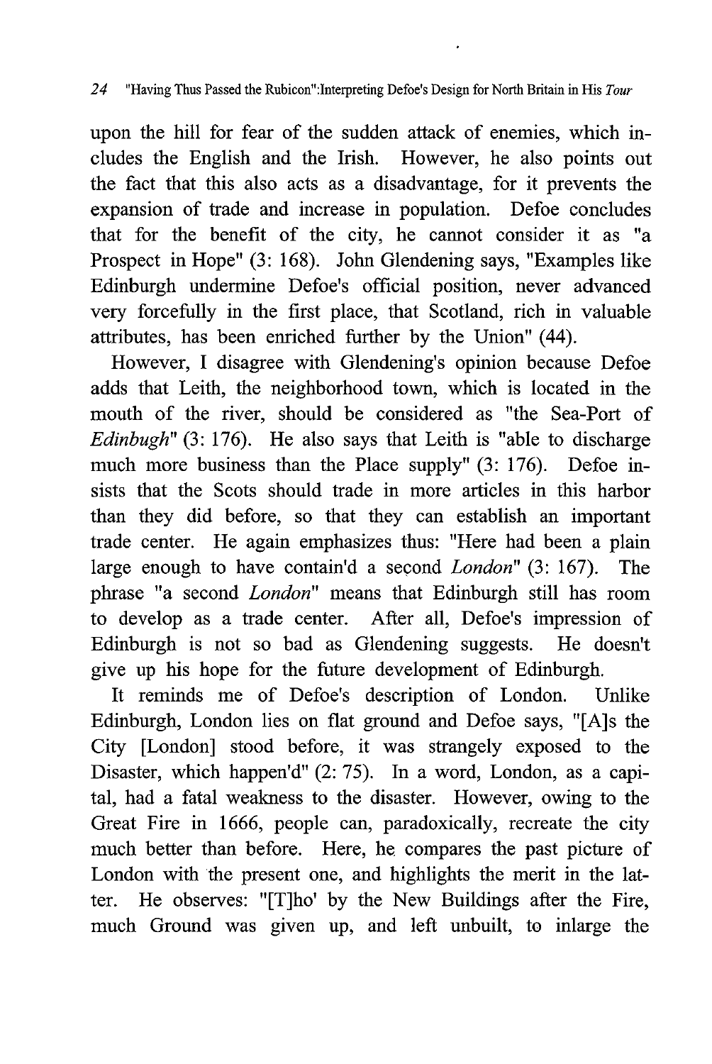upon the hill for fear of the sudden attack of enemies, which includes the English and the Irish. However, he also points out the fact that this also acts as a disadvantage, for it prevents the expansion of trade and increase in population. Defoe concludes that for the benefit of the city, he cannot consider it as "a Prospect in Hope" (3: 168). John Glendening says, "Examples like Edinburgh undermine Defoe's official position, never advanced very forcefully in the first place, that Scotland, rich in valuable attributes, has been enriched further by the Union" (44).

However, I disagree with Glendening's opinion because Defoe adds that Leith, the neighborhood town, which is located in the mouth of the river, should be considered as "the Sea-Port of *Edinbugh*" (3: 176). He also says that Leith is "able to discharge much more business than the Place supply" (3: 176). Defoe insists that the Scots should trade in more articles in this harbor than they did before, so that they can establish an important trade center. He again emphasizes thus: "Here had been a plain large enough to have contain'd a second *London*" (3: 167). The phrase "a second *London*" means that Edinburgh still has room to develop as a trade center. After all, Defoe's impression of Edinburgh is not so bad as Glendening suggests. He doesn't give up his hope for the future development of Edinburgh.

It reminds me of Defoe's description of London. Unlike Edinburgh, London lies on flat ground and Defoe says, "[A]s the City [London] stood before, it was strangely exposed to the Disaster, which happen'd" (2: 75). In a word, London, as a capital, had a fatal weakness to the disaster. However, owing to the Great Fire in 1666, people can, paradoxically, recreate the city much better than before. Here, he compares the past picture of London with the present one, and highlights the merit in the latter. He observes: "[T]ho' by the New Buildings after the Fire, much Ground was given up, and left unbuilt, to inlarge the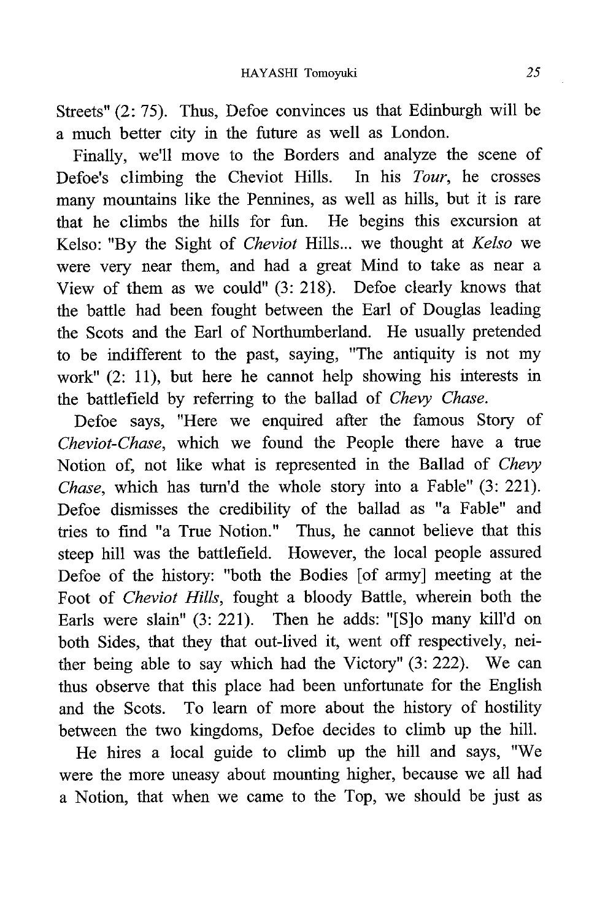Streets" (2: 75). Thus, Defoe convinces us that Edinburgh will be a much better city in the future as well as London.

Finally, we'll move to the Borders and analyze the scene of Defoe's climbing the Cheviot Hills. In his *Tour*, he crosses many mountains like the Pennines, as well as hills, but it is rare that he climbs the hills for fun. He begins this excursion at Kelso: "By the Sight of *Cheviot* Hills... we thought at *Kelso* we were very near them, and had a great Mind to take as near a View of them as we could" (3: 218). Defoe clearly knows that the battle had been fought between the Earl of Douglas leading the Scots and the Earl of Northumberland. He usually pretended to be indifferent to the past, saying, "The antiquity is not my work" (2: 11), but here he cannot help showing his interests in the battlefield by referring to the ballad of *Chevy Chase*.

Defoe says, "Here we enquired after the famous Story of *Cheviot-Chase*, which we found the People there have a true Notion of, not like what is represented in the Ballad of *Chevy Chase*, which has turn'd the whole story into a Fable" (3: 221). Defoe dismisses the credibility of the ballad as "a Fable" and tries to find "a True Notion." Thus, he cannot believe that this steep hill was the battlefield. However, the local people assured Defoe of the history: "both the Bodies [of army] meeting at the Foot of *Cheviot Hills*, fought a bloody Battle, wherein both the Earls were slain" (3: 221). Then he adds: "[S]o many kill'd on both Sides, that they that out-lived it, went off respectively, neither being able to say which had the Victory" (3: 222). We can thus observe that this place had been unfortunate for the English and the Scots. To learn of more about the history of hostility between the two kingdoms, Defoe decides to climb up the hill.

He hires a local guide to climb up the hill and says, "We were the more uneasy about mounting higher, because we all had a Notion, that when we came to the Top, we should be just as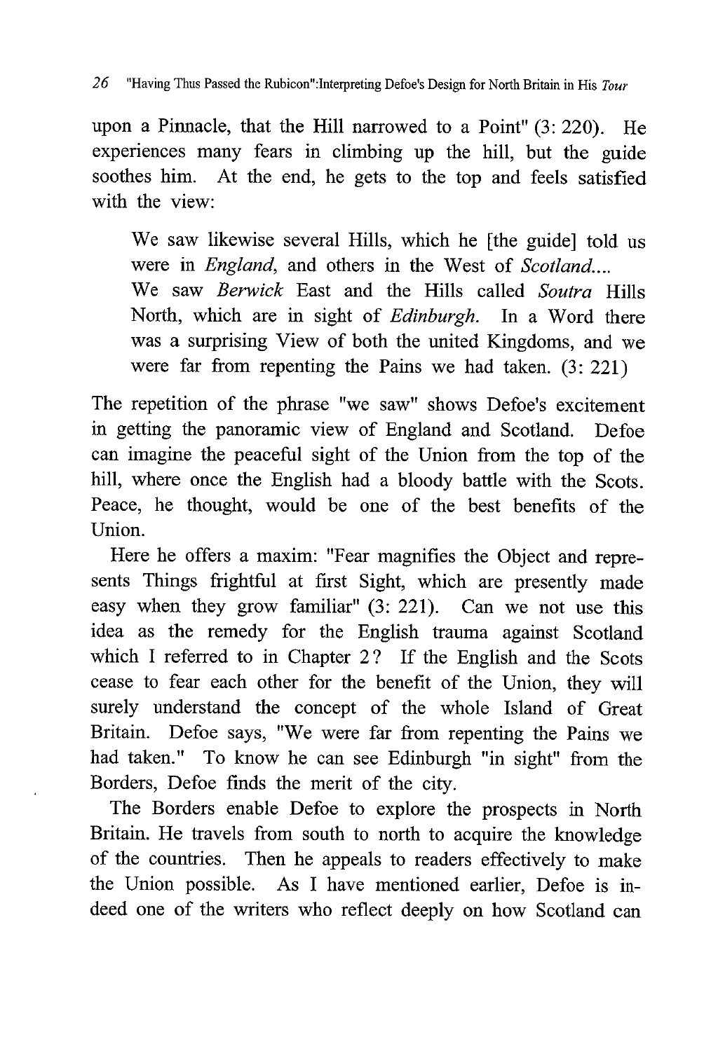upon a Pinnacle, that the Hill narrowed to a Point" (3: 220). He experiences many fears in climbing up the hill, but the guide soothes him. At the end, he gets to the top and feels satisfied with the view:

> We saw likewise several Hills, which he [the guide] told us were in *England*, and others in the West of *Scotland*....
> We saw *Berwick* East and the Hills called *Soutra* Hills North, which are in sight of *Edinburgh*. In a Word there was a surprising View of both the united Kingdoms, and we were far from repenting the Pains we had taken. (3: 221)

The repetition of the phrase "we saw" shows Defoe's excitement in getting the panoramic view of England and Scotland. Defoe can imagine the peaceful sight of the Union from the top of the hill, where once the English had a bloody battle with the Scots. Peace, he thought, would be one of the best benefits of the Union.

Here he offers a maxim: "Fear magnifies the Object and represents Things frightful at first Sight, which are presently made easy when they grow familiar" (3: 221). Can we not use this idea as the remedy for the English trauma against Scotland which I referred to in Chapter 2? If the English and the Scots cease to fear each other for the benefit of the Union, they will surely understand the concept of the whole Island of Great Britain. Defoe says, "We were far from repenting the Pains we had taken." To know he can see Edinburgh "in sight" from the Borders, Defoe finds the merit of the city.

The Borders enable Defoe to explore the prospects in North Britain. He travels from south to north to acquire the knowledge of the countries. Then he appeals to readers effectively to make the Union possible. As I have mentioned earlier, Defoe is indeed one of the writers who reflect deeply on how Scotland can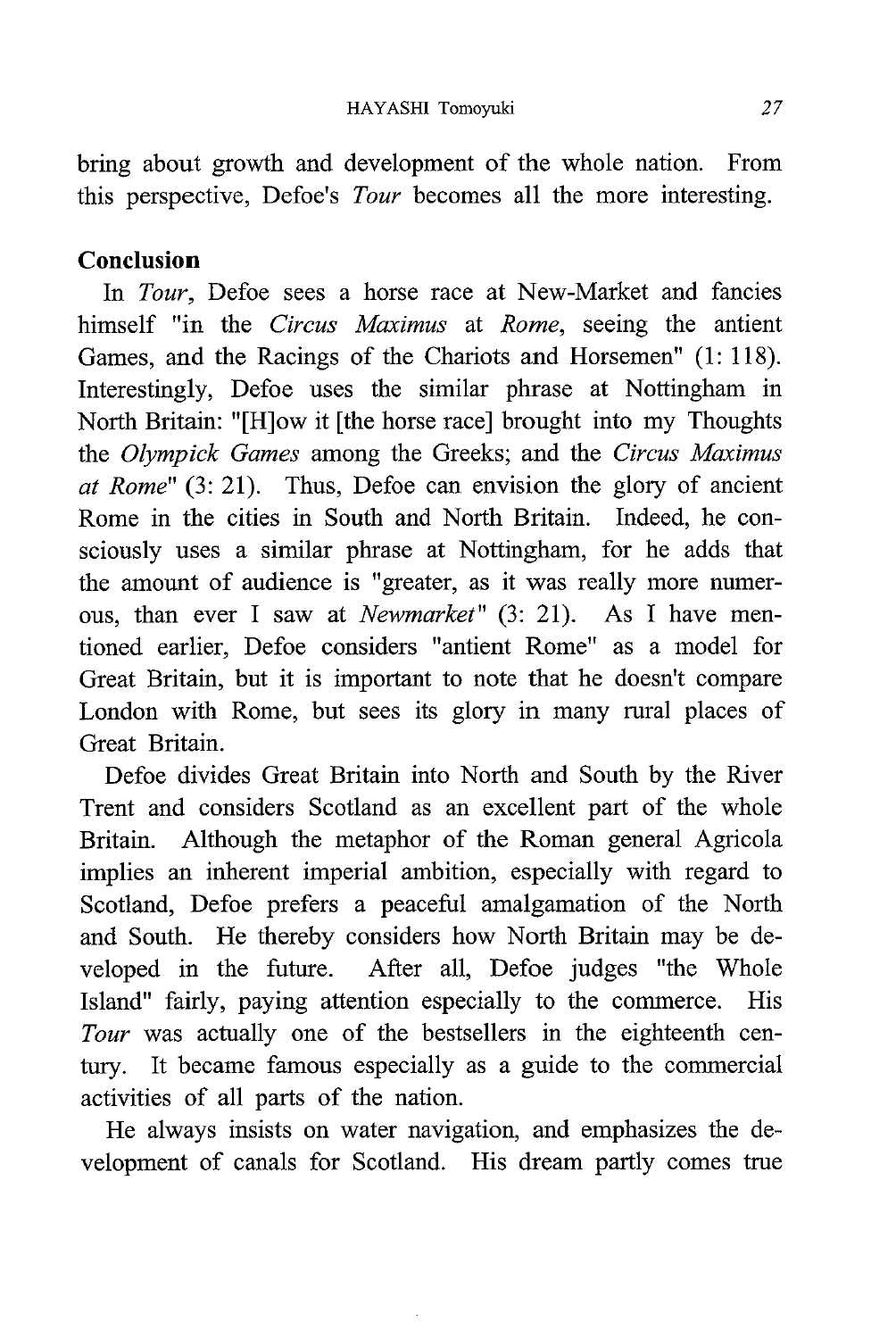bring about growth and development of the whole nation. From this perspective, Defoe's *Tour* becomes all the more interesting.

## Conclusion

In *Tour*, Defoe sees a horse race at New-Market and fancies himself "in the *Circus Maximus* at *Rome*, seeing the antient Games, and the Racings of the Chariots and Horsemen" (1: 118). Interestingly, Defoe uses the similar phrase at Nottingham in North Britain: "[H]ow it [the horse race] brought into my Thoughts the *Olympick Games* among the Greeks; and the *Circus Maximus at Rome*" (3: 21). Thus, Defoe can envision the glory of ancient Rome in the cities in South and North Britain. Indeed, he consciously uses a similar phrase at Nottingham, for he adds that the amount of audience is "greater, as it was really more numerous, than ever I saw at *Newmarket*" (3: 21). As I have mentioned earlier, Defoe considers "antient Rome" as a model for Great Britain, but it is important to note that he doesn't compare London with Rome, but sees its glory in many rural places of Great Britain.

Defoe divides Great Britain into North and South by the River Trent and considers Scotland as an excellent part of the whole Britain. Although the metaphor of the Roman general Agricola implies an inherent imperial ambition, especially with regard to Scotland, Defoe prefers a peaceful amalgamation of the North and South. He thereby considers how North Britain may be developed in the future. After all, Defoe judges "the Whole Island" fairly, paying attention especially to the commerce. His *Tour* was actually one of the bestsellers in the eighteenth century. It became famous especially as a guide to the commercial activities of all parts of the nation.

He always insists on water navigation, and emphasizes the development of canals for Scotland. His dream partly comes true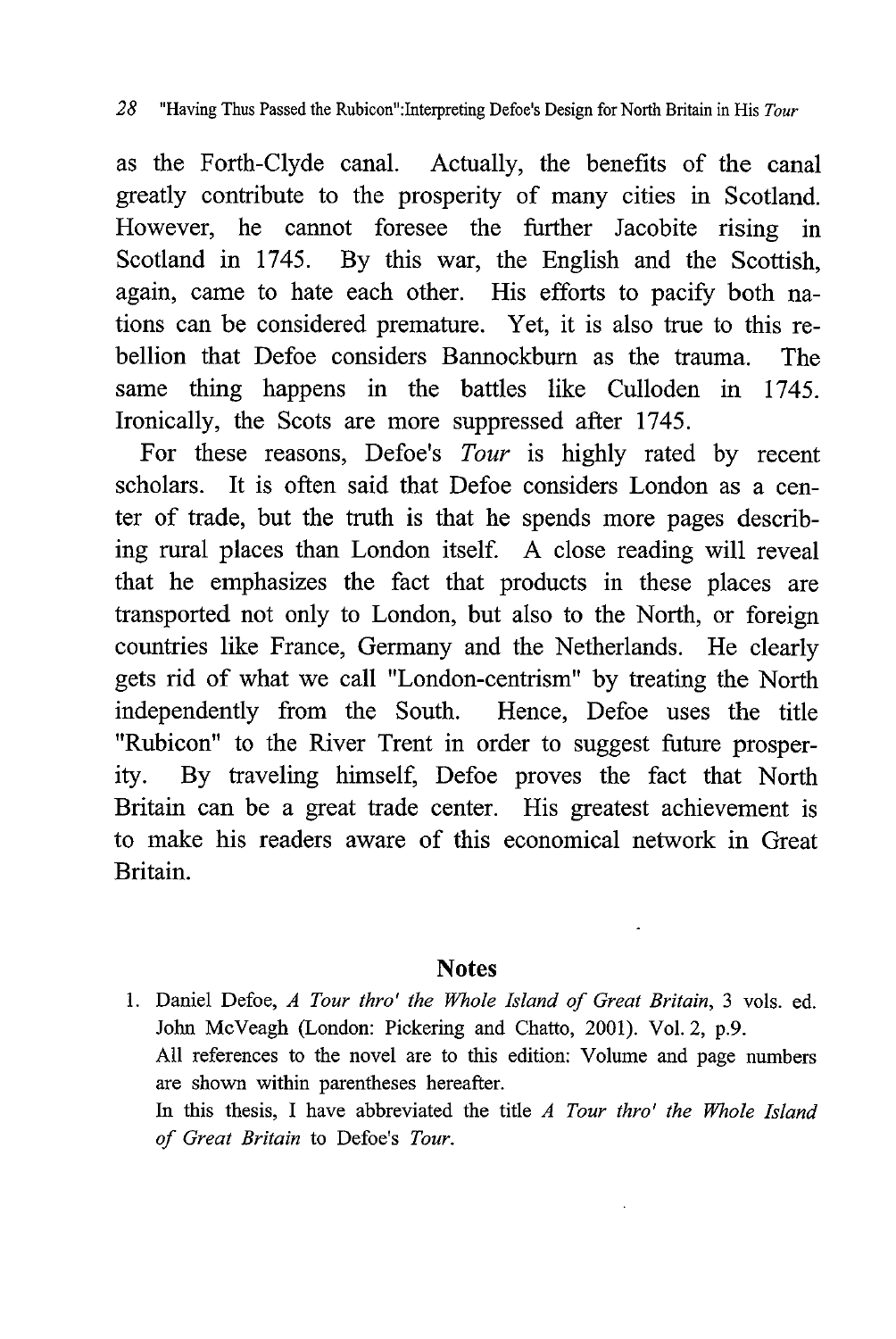as the Forth-Clyde canal. Actually, the benefits of the canal greatly contribute to the prosperity of many cities in Scotland. However, he cannot foresee the further Jacobite rising in Scotland in 1745. By this war, the English and the Scottish, again, came to hate each other. His efforts to pacify both nations can be considered premature. Yet, it is also true to this rebellion that Defoe considers Bannockburn as the trauma. The same thing happens in the battles like Culloden in 1745. Ironically, the Scots are more suppressed after 1745.

For these reasons, Defoe's *Tour* is highly rated by recent scholars. It is often said that Defoe considers London as a center of trade, but the truth is that he spends more pages describing rural places than London itself. A close reading will reveal that he emphasizes the fact that products in these places are transported not only to London, but also to the North, or foreign countries like France, Germany and the Netherlands. He clearly gets rid of what we call "London-centrism" by treating the North independently from the South. Hence, Defoe uses the title "Rubicon" to the River Trent in order to suggest future prosperity. By traveling himself, Defoe proves the fact that North Britain can be a great trade center. His greatest achievement is to make his readers aware of this economical network in Great Britain.

## Notes

1. Daniel Defoe, *A Tour thro' the Whole Island of Great Britain*, 3 vols. ed. John McVeagh (London: Pickering and Chatto, 2001). Vol. 2, p.9.
   All references to the novel are to this edition: Volume and page numbers are shown within parentheses hereafter.
   In this thesis, I have abbreviated the title *A Tour thro' the Whole Island of Great Britain* to Defoe's *Tour*.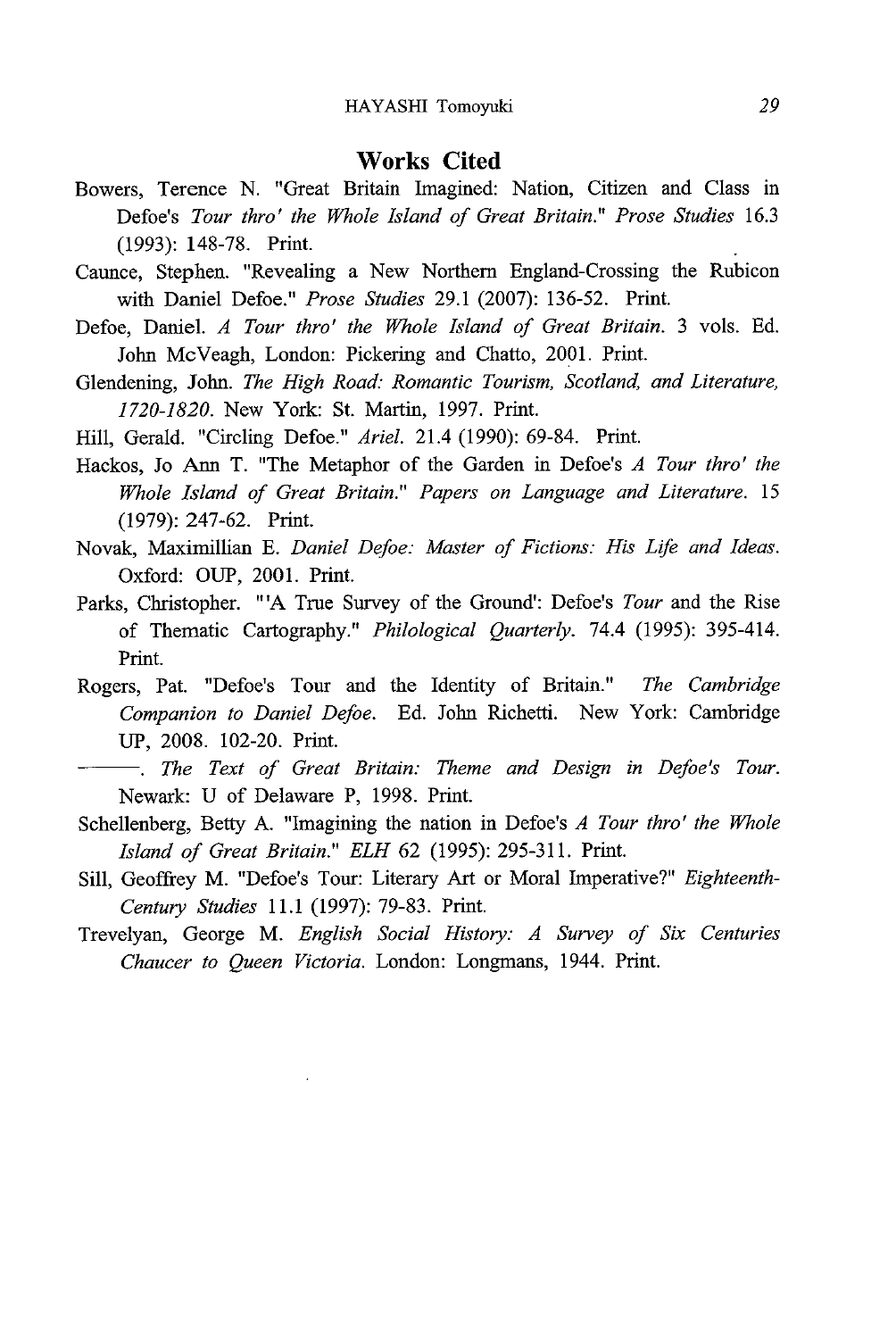## Works Cited

Bowers, Terence N. "Great Britain Imagined: Nation, Citizen and Class in Defoe's *Tour thro' the Whole Island of Great Britain.*" *Prose Studies* 16.3 (1993): 148-78. Print.

Caunce, Stephen. "Revealing a New Northern England-Crossing the Rubicon with Daniel Defoe." *Prose Studies* 29.1 (2007): 136-52. Print.

Defoe, Daniel. *A Tour thro' the Whole Island of Great Britain.* 3 vols. Ed. John McVeagh, London: Pickering and Chatto, 2001. Print.

Glendening, John. *The High Road: Romantic Tourism, Scotland, and Literature, 1720-1820.* New York: St. Martin, 1997. Print.

Hill, Gerald. "Circling Defoe." *Ariel.* 21.4 (1990): 69-84. Print.

Hackos, Jo Ann T. "The Metaphor of the Garden in Defoe's *A Tour thro' the Whole Island of Great Britain.*" *Papers on Language and Literature.* 15 (1979): 247-62. Print.

Novak, Maximillian E. *Daniel Defoe: Master of Fictions: His Life and Ideas.* Oxford: OUP, 2001. Print.

Parks, Christopher. "'A True Survey of the Ground': Defoe's *Tour* and the Rise of Thematic Cartography." *Philological Quarterly.* 74.4 (1995): 395-414. Print.

Rogers, Pat. "Defoe's Tour and the Identity of Britain." *The Cambridge Companion to Daniel Defoe.* Ed. John Richetti. New York: Cambridge UP, 2008. 102-20. Print.

———. *The Text of Great Britain: Theme and Design in Defoe's Tour.* Newark: U of Delaware P, 1998. Print.

Schellenberg, Betty A. "Imagining the nation in Defoe's *A Tour thro' the Whole Island of Great Britain.*" *ELH* 62 (1995): 295-311. Print.

Sill, Geoffrey M. "Defoe's Tour: Literary Art or Moral Imperative?" *Eighteenth-Century Studies* 11.1 (1997): 79-83. Print.

Trevelyan, George M. *English Social History: A Survey of Six Centuries Chaucer to Queen Victoria.* London: Longmans, 1944. Print.